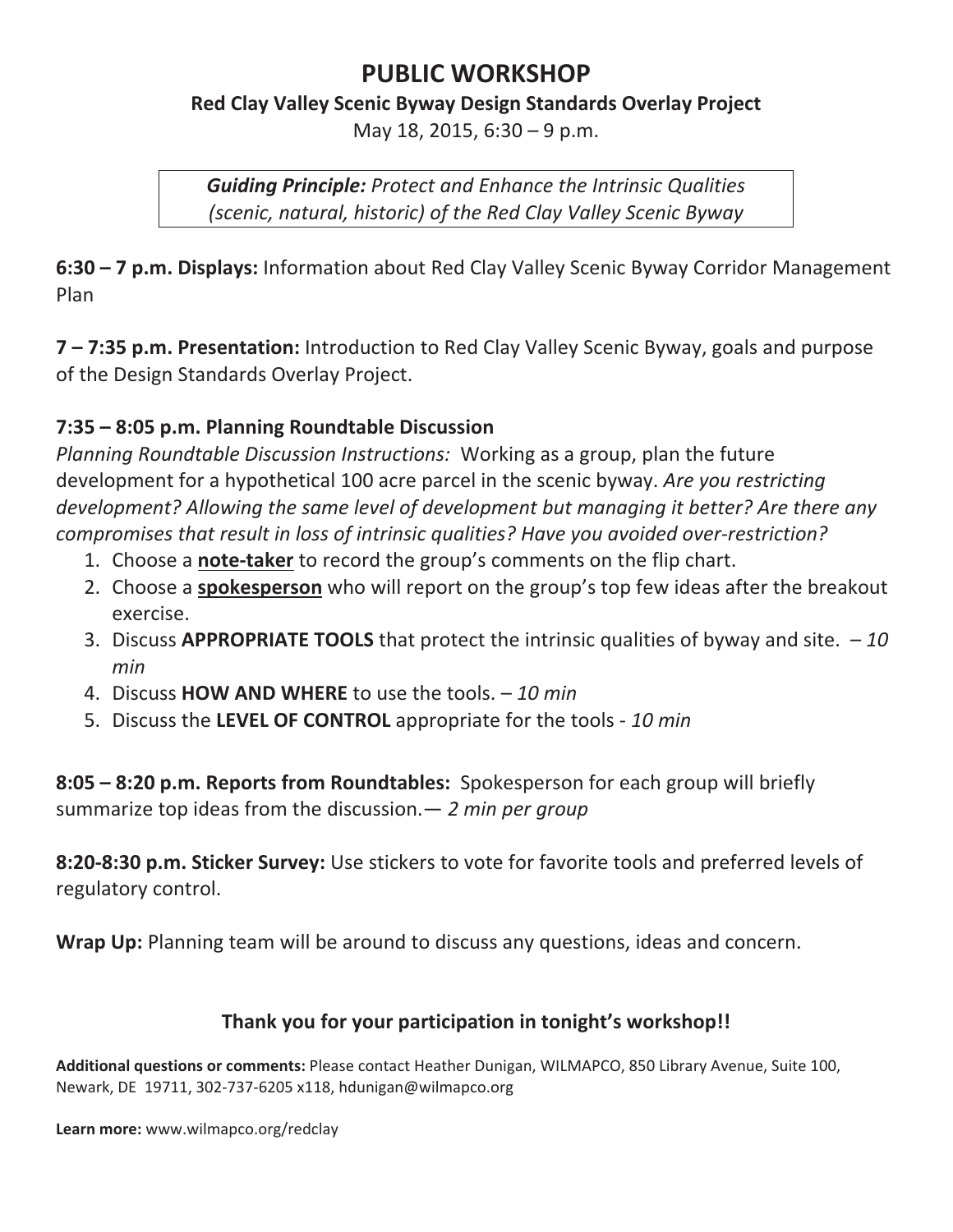# PUBLIC WORKSHOP

## Red Clay Valley Scenic Byway Design Standards Overlay Project

May 18, 2015, 6:30 – 9 p.m.

> ***Guiding Principle:*** *Protect and Enhance the Intrinsic Qualities (scenic, natural, historic) of the Red Clay Valley Scenic Byway*

**6:30 – 7 p.m. Displays:** Information about Red Clay Valley Scenic Byway Corridor Management Plan

**7 – 7:35 p.m. Presentation:** Introduction to Red Clay Valley Scenic Byway, goals and purpose of the Design Standards Overlay Project.

**7:35 – 8:05 p.m. Planning Roundtable Discussion**

*Planning Roundtable Discussion Instructions:* Working as a group, plan the future development for a hypothetical 100 acre parcel in the scenic byway. *Are you restricting development? Allowing the same level of development but managing it better? Are there any compromises that result in loss of intrinsic qualities? Have you avoided over-restriction?*

1. Choose a <u>**note-taker**</u> to record the group's comments on the flip chart.
2. Choose a <u>**spokesperson**</u> who will report on the group's top few ideas after the breakout exercise.
3. Discuss **APPROPRIATE TOOLS** that protect the intrinsic qualities of byway and site. *– 10 min*
4. Discuss **HOW AND WHERE** to use the tools. *– 10 min*
5. Discuss the **LEVEL OF CONTROL** appropriate for the tools *- 10 min*

**8:05 – 8:20 p.m. Reports from Roundtables:** Spokesperson for each group will briefly summarize top ideas from the discussion.— *2 min per group*

**8:20-8:30 p.m. Sticker Survey:** Use stickers to vote for favorite tools and preferred levels of regulatory control.

**Wrap Up:** Planning team will be around to discuss any questions, ideas and concern.

**Thank you for your participation in tonight's workshop!!**

**Additional questions or comments:** Please contact Heather Dunigan, WILMAPCO, 850 Library Avenue, Suite 100, Newark, DE 19711, 302-737-6205 x118, hdunigan@wilmapco.org

**Learn more:** www.wilmapco.org/redclay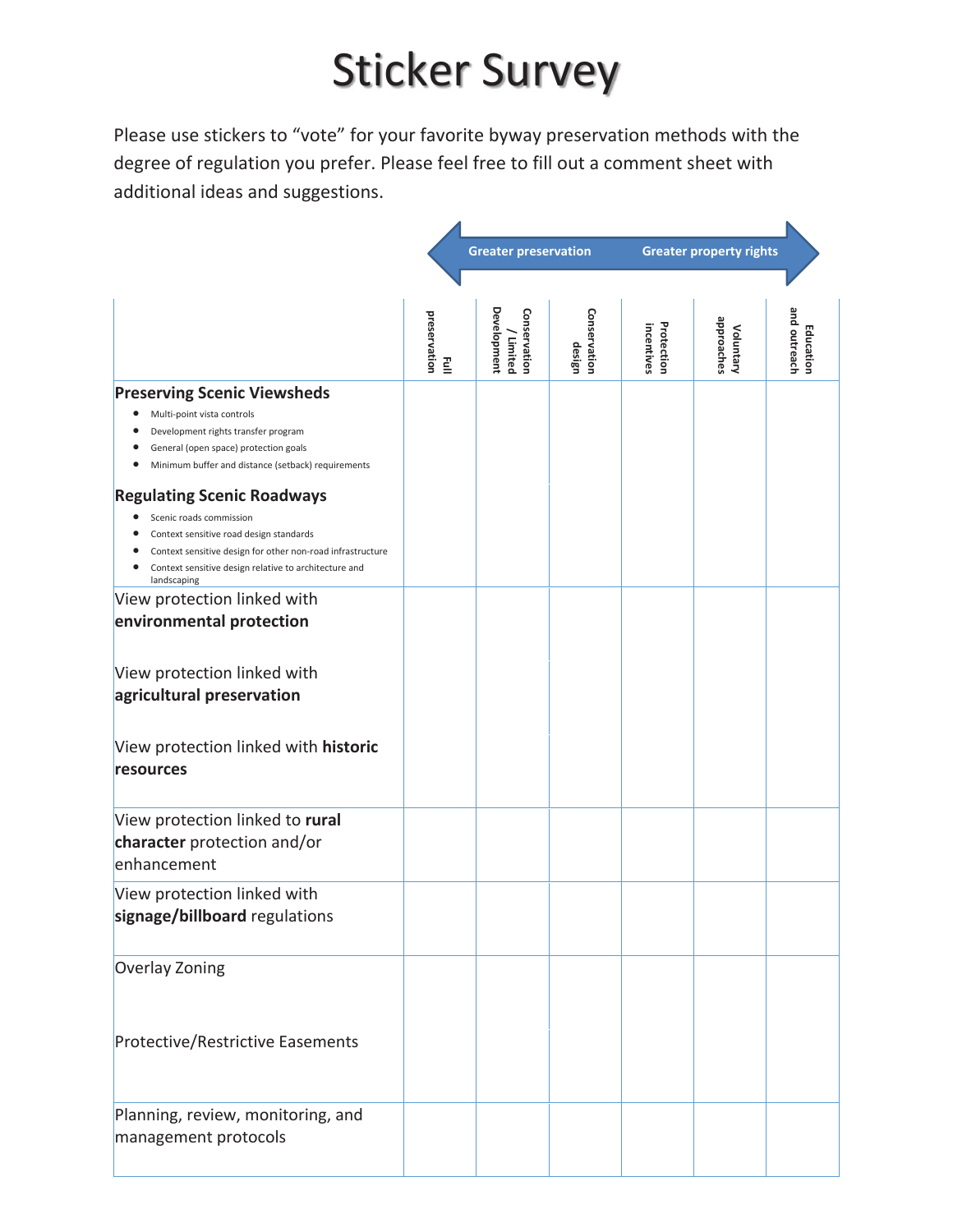# Sticker Survey

Please use stickers to "vote" for your favorite byway preservation methods with the degree of regulation you prefer. Please feel free to fill out a comment sheet with additional ideas and suggestions.

Greater preservation ↔ Greater property rights

| | Full preservation | Conservation / Limited Development | Conservation design | Protection incentives | Voluntary approaches | Education and outreach |
|---|---|---|---|---|---|---|
| **Preserving Scenic Viewsheds**<br>• Multi-point vista controls<br>• Development rights transfer program<br>• General (open space) protection goals<br>• Minimum buffer and distance (setback) requirements<br><br>**Regulating Scenic Roadways**<br>• Scenic roads commission<br>• Context sensitive road design standards<br>• Context sensitive design for other non-road infrastructure<br>• Context sensitive design relative to architecture and landscaping | | | | | | |
| View protection linked with **environmental protection**<br><br>View protection linked with **agricultural preservation**<br><br>View protection linked with **historic resources** | | | | | | |
| View protection linked to **rural character** protection and/or enhancement | | | | | | |
| View protection linked with **signage/billboard** regulations | | | | | | |
| Overlay Zoning<br><br>Protective/Restrictive Easements | | | | | | |
| Planning, review, monitoring, and management protocols | | | | | | |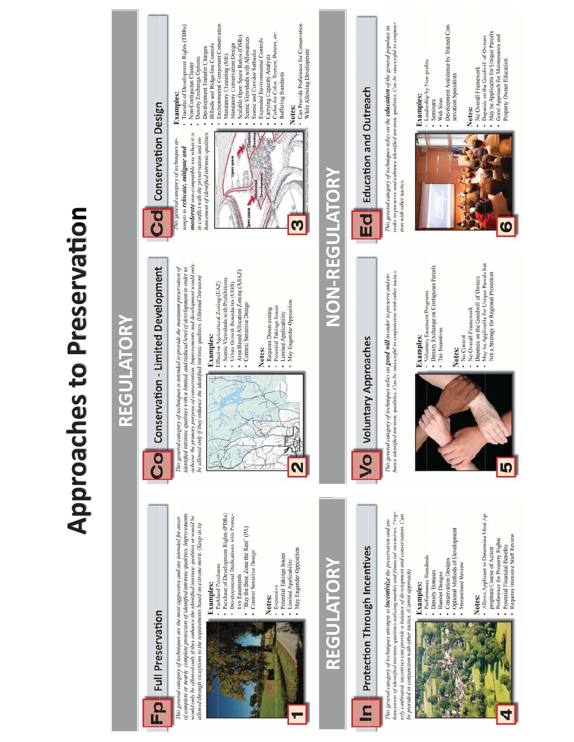# Approaches to Preservation

## REGULATORY

### Fp — Full Preservation

*This general category of techniques are the most aggressive and are intended for areas of complete or nearly complete protection of identified intrinsic qualities. Improvements would only be allowed only if they enhance the identified intrinsic qualities or would be allowed through exceptions to the requirements based on extreme merit. (Keep as is)*

1

**Examples:**

- Parkland Purchases
- Purchase of Development Rights (PDRs)
- Developmental Dedications with Protective Easements
- "Buy the Best, Zone the Rest" (PA)
- Context Sensitive Design

**Notes:**

- Expensive
- Potential Takings Issues
- Limited Applicability
- May Engender Opposition

### Co — Conservation - Limited Development

*This general category of techniques is intended to provide the maximum preservation of identified intrinsic qualities with a limited, and reduced level of development in order to achieve the primary purpose of conservation. Improvements and development would only be allowed only if they enhance the identified intrinsic qualities. (Minimal Intrusion)*

2

**Examples:**

- Effective Agricultural Zoning (EAZ)
- Scenic Viewsheds with Prohibitions
- Urban Growth Boundaries (UGB)
- Area Based Allocation Zoning (ABAZ)
- Context Sensitive Design

**Notes:**

- Requires Down-zoning
- Potential Takings Issues
- Limited Applicability
- May Engender Opposition

### Cd — Conservation Design

*This general category of techniques attempts to **relocate, mitigate and moderate** non-compatible use when it is in conflict with the preservation and enhancement of identified intrinsic qualities.*

3

**Examples:**

- Transfer of Development Rights (TDRs)
- Non-Contiguous Cluster
- Density Exchange Options
- Development Transfer Charges
- Hillside and Ridge-line Controls
- Environmental Component Conservation
- Mandatory Clustering (ME)
- Mandatory Conservation Design
- Scalable Open Space Ratios (OSRs)
- Scenic Viewsheds with Allowances
- Scenic and Corridor Setbacks
- Expanded Environmental Controls
- Carrying Capacity Analysis
- Codes for Color, Texture, Pattern, etc.
- Buffering Standards

**Notes:**

- Can Provide Preference for Conservation While Allowing Development

## REGULATORY

### In — Protection Through Incentives

*This general category of techniques attempts to **incentivize** the preservation and enhancement of identified intrinsic qualities utilizing market and financial incentives. Properly calibrated, incentives can provide a balance of development and conservation. Can be provided in conjunction with other tactics. (Carrot approach)*

4

**Examples:**

- Performance Standards
- Density Bonuses
- Hamlet Designs
- Conservation Designs
- Optional Methods of Development
- Streamlined Review

**Notes:**

- Allows Applicant to Determine Most Appropriate Course of Action
- Preference for Property Rights
- Potential Financial Benefits
- Requires Intensive Staff Review

## NON-REGULATORY

### Vo — Voluntary Approaches

*This general category of techniques relies on **good will** in order to preserve and enhance identified intrinsic qualities. Can be successful in conjunction with other tactics.*

5

**Examples:**

- Voluntary Easement Programs
- Density Exchange on Contiguous Parcels
- Tax Incentives

**Notes:**

- No Control
- No Overall Framework
- Depends on the Goodwill of Owners
- May be Applicable for Unique Parcels but Not a Strategy for Regional Protection

### Ed — Education and Outreach

*This general category of techniques relies on the **education** of the general populace in order to preserve and enhance identified intrinsic qualities. Can be successful in conjunction with other tactics.*

6

**Examples:**

- Leadership by Non-profits
- Seminars
- Web Sites
- Development Assistance by Trained Conservation Specialists

**Notes:**

- No Overall Framework
- Depends on the Goodwill of Owners
- May be Applicable for Unique Parcels
- Good Approach for Maintenance and Property Owner Education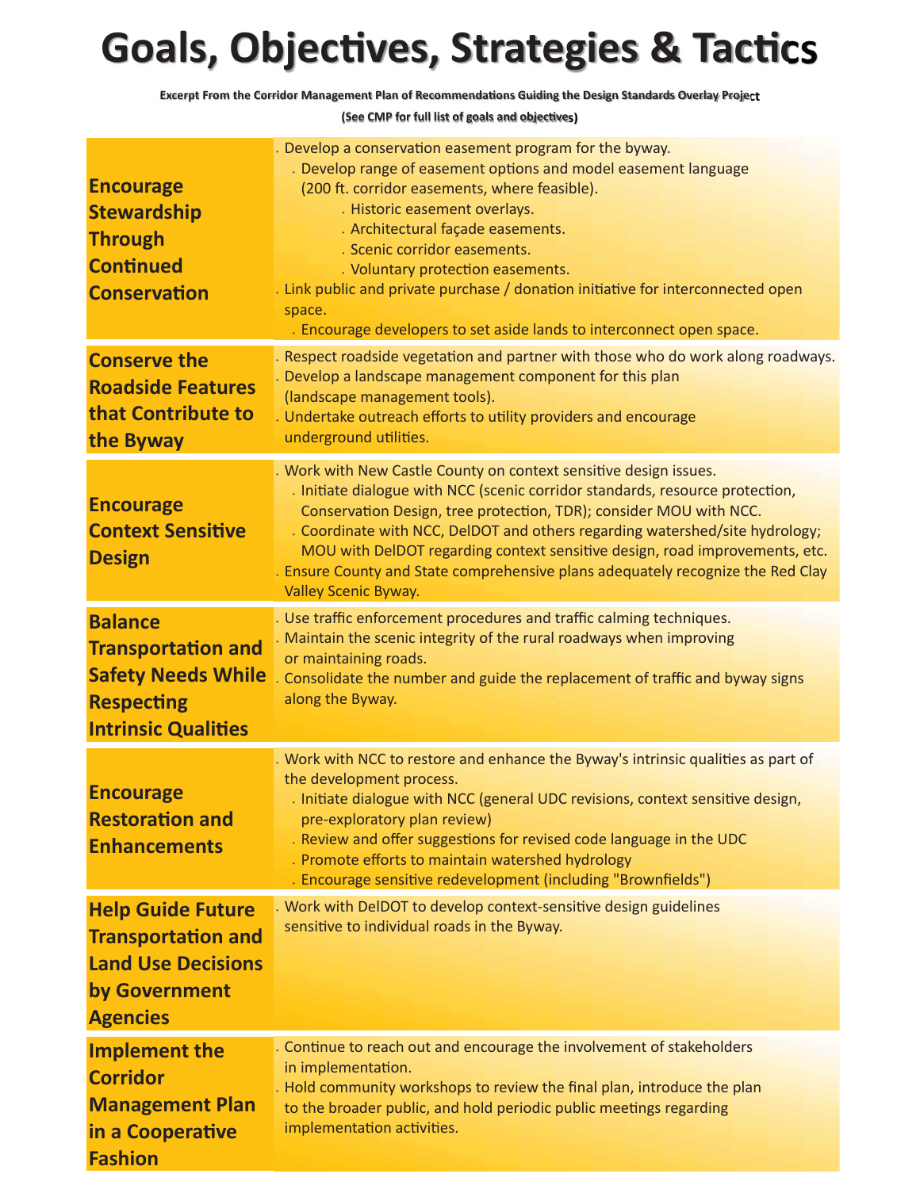# Goals, Objectives, Strategies & Tactics

**Excerpt From the Corridor Management Plan of Recommendations Guiding the Design Standards Overlay Project**

**(See CMP for full list of goals and objectives)**

| Goal | Objectives, Strategies & Tactics |
| --- | --- |
| **Encourage Stewardship Through Continued Conservation** | - Develop a conservation easement program for the byway.<br>&nbsp;&nbsp;- Develop range of easement options and model easement language (200 ft. corridor easements, where feasible).<br>&nbsp;&nbsp;&nbsp;&nbsp;- Historic easement overlays.<br>&nbsp;&nbsp;&nbsp;&nbsp;- Architectural façade easements.<br>&nbsp;&nbsp;&nbsp;&nbsp;- Scenic corridor easements.<br>&nbsp;&nbsp;&nbsp;&nbsp;- Voluntary protection easements.<br>- Link public and private purchase / donation initiative for interconnected open space.<br>&nbsp;&nbsp;- Encourage developers to set aside lands to interconnect open space. |
| **Conserve the Roadside Features that Contribute to the Byway** | - Respect roadside vegetation and partner with those who do work along roadways.<br>- Develop a landscape management component for this plan (landscape management tools).<br>- Undertake outreach efforts to utility providers and encourage underground utilities. |
| **Encourage Context Sensitive Design** | - Work with New Castle County on context sensitive design issues.<br>&nbsp;&nbsp;- Initiate dialogue with NCC (scenic corridor standards, resource protection, Conservation Design, tree protection, TDR); consider MOU with NCC.<br>&nbsp;&nbsp;- Coordinate with NCC, DelDOT and others regarding watershed/site hydrology; MOU with DelDOT regarding context sensitive design, road improvements, etc.<br>- Ensure County and State comprehensive plans adequately recognize the Red Clay Valley Scenic Byway. |
| **Balance Transportation and Safety Needs While Respecting Intrinsic Qualities** | - Use traffic enforcement procedures and traffic calming techniques.<br>- Maintain the scenic integrity of the rural roadways when improving or maintaining roads.<br>- Consolidate the number and guide the replacement of traffic and byway signs along the Byway. |
| **Encourage Restoration and Enhancements** | - Work with NCC to restore and enhance the Byway's intrinsic qualities as part of the development process.<br>&nbsp;&nbsp;- Initiate dialogue with NCC (general UDC revisions, context sensitive design, pre-exploratory plan review)<br>&nbsp;&nbsp;- Review and offer suggestions for revised code language in the UDC<br>&nbsp;&nbsp;- Promote efforts to maintain watershed hydrology<br>&nbsp;&nbsp;- Encourage sensitive redevelopment (including "Brownfields") |
| **Help Guide Future Transportation and Land Use Decisions by Government Agencies** | - Work with DelDOT to develop context-sensitive design guidelines sensitive to individual roads in the Byway. |
| **Implement the Corridor Management Plan in a Cooperative Fashion** | - Continue to reach out and encourage the involvement of stakeholders in implementation.<br>- Hold community workshops to review the final plan, introduce the plan to the broader public, and hold periodic public meetings regarding implementation activities. |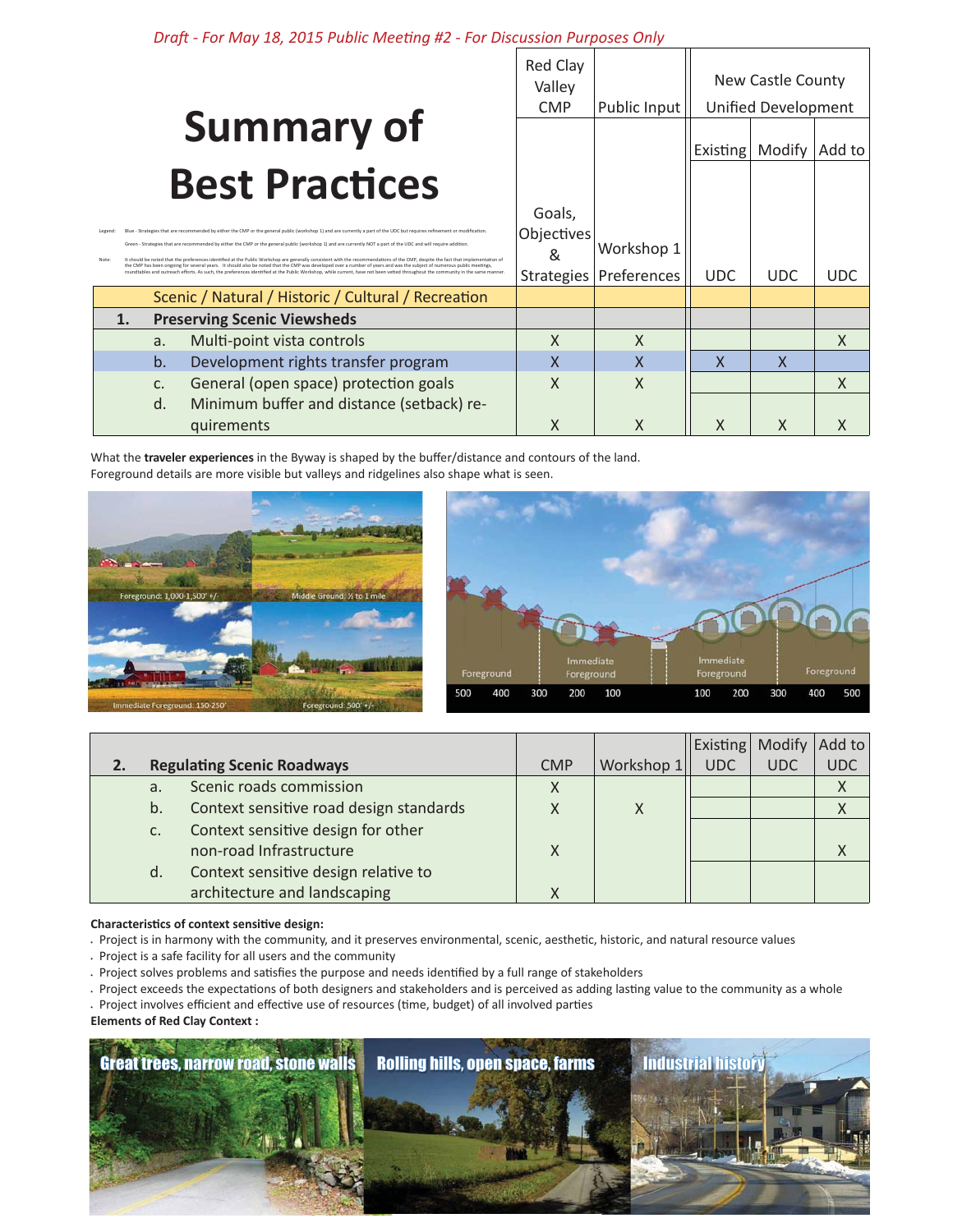*Draft - For May 18, 2015 Public Meeting #2 - For Discussion Purposes Only*

# Summary of Best Practices

Legend: Blue - Strategies that are recommended by either the CMP or the general public (workshop 1) and are currently a part of the UDC but requires refinement or modification.

Green - Strategies that are recommended by either the CMP or the general public (workshop 1) and are currently NOT a part of the UDC and will require addition.

Note: It should be noted that the preferences identified at the Public Workshop are generally consistent with the recommendations of the CMP, despite the fact that implementation of the CMP has been ongoing for several years. It should also be noted that the CMP was developed over a number of years and was the subject of numerous public meetings, roundtables and outreach efforts. As such, the preferences identified at the Public Workshop, while current, have not been vetted throughout the community in the same manner.

| | Red Clay Valley CMP | Public Input | New Castle County Unified Development | | |
|---|---|---|---|---|---|
| | | | Existing | Modify | Add to |
| | Goals, Objectives & Strategies | Workshop 1 Preferences | UDC | UDC | UDC |
| **Scenic / Natural / Historic / Cultural / Recreation** | | | | | |
| **1. Preserving Scenic Viewsheds** | | | | | |
| a. Multi-point vista controls | X | X | | | X |
| b. Development rights transfer program | X | X | X | X | |
| c. General (open space) protection goals | X | X | | | X |
| d. Minimum buffer and distance (setback) requirements | X | X | X | X | X |

What the **traveler experiences** in the Byway is shaped by the buffer/distance and contours of the land. Foreground details are more visible but valleys and ridgelines also shape what is seen.

Foreground: 1,000-1,500' +/-

Middle Ground: ½ to 1 mile

Immediate Foreground: 150-250'

Foreground: 500' +/-

Foreground | Immediate Foreground | Immediate Foreground | Foreground

500 400 300 200 100 | 100 200 300 400 500

| **2. Regulating Scenic Roadways** | CMP | Workshop 1 | Existing UDC | Modify UDC | Add to UDC |
|---|---|---|---|---|---|
| a. Scenic roads commission | X | | | | X |
| b. Context sensitive road design standards | X | X | | | X |
| c. Context sensitive design for other non-road Infrastructure | X | | | | X |
| d. Context sensitive design relative to architecture and landscaping | X | | | | |

**Characteristics of context sensitive design:**

- Project is in harmony with the community, and it preserves environmental, scenic, aesthetic, historic, and natural resource values
- Project is a safe facility for all users and the community
- Project solves problems and satisfies the purpose and needs identified by a full range of stakeholders
- Project exceeds the expectations of both designers and stakeholders and is perceived as adding lasting value to the community as a whole
- Project involves efficient and effective use of resources (time, budget) of all involved parties

**Elements of Red Clay Context :**

Great trees, narrow road, stone walls

Rolling hills, open space, farms

Industrial history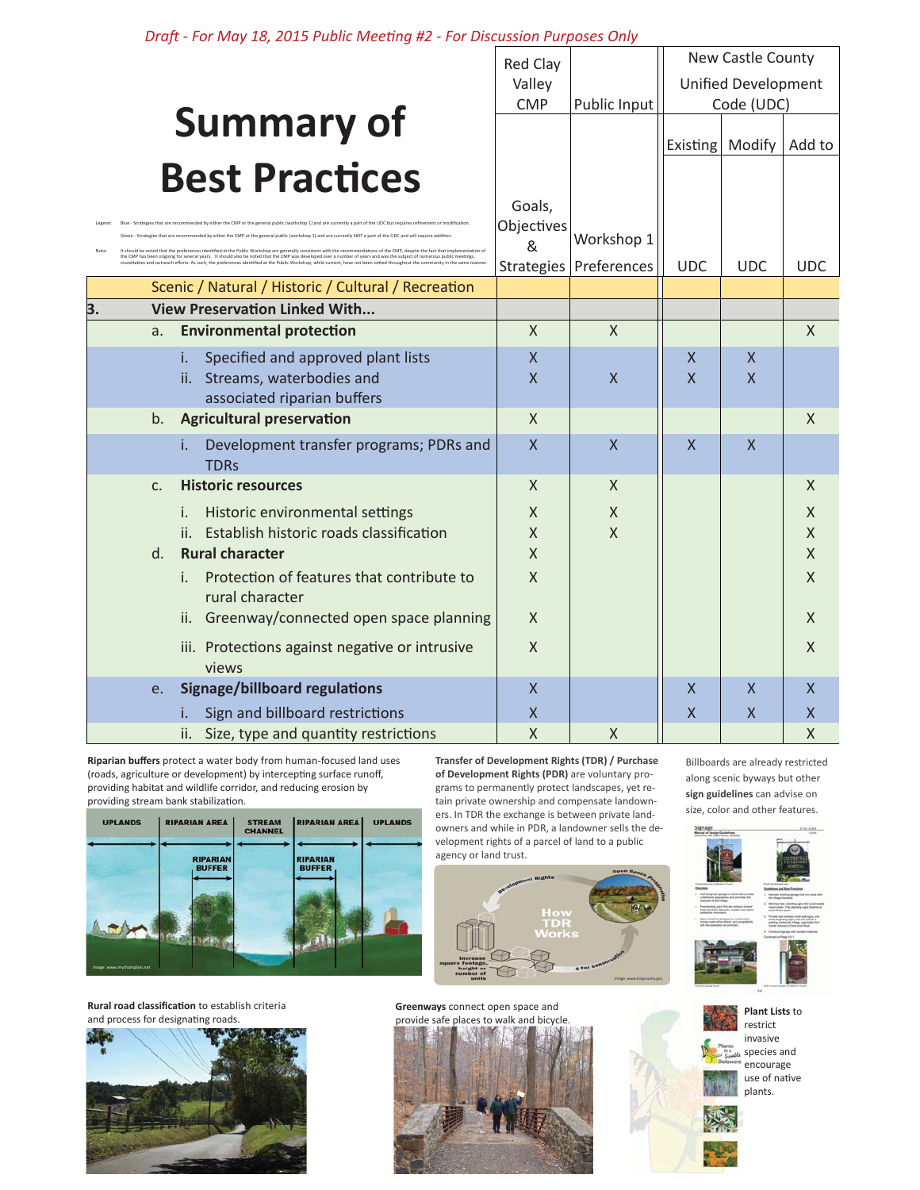*Draft - For May 18, 2015 Public Meeting #2 - For Discussion Purposes Only*

# Summary of Best Practices

Legend: Blue - Strategies that are recommended by either the CMP or the general public (workshop 1) and are currently a part of the UDC but requires refinement or modification.

Green - Strategies that are recommended by either the CMP or the general public (workshop 1) and are currently NOT a part of the UDC and will require addition.

Note: It should be noted that the preferences identified at the Public Workshop are generally consistent with the recommendations of the CMP, despite the fact that implementation of the CMP has been ongoing for several years. It should also be noted that the CMP was developed over a number of years and was the subject of numerous public meetings, roundtables and outreach efforts. As such, the preferences identified at the Public Workshop, while current, have not been vetted throughout the community in the same manner.

| | Red Clay Valley CMP | Public Input | New Castle County Unified Development Code (UDC) | | |
|---|---|---|---|---|---|
| | | | Existing | Modify | Add to |
| | Goals, Objectives & Strategies | Workshop 1 Preferences | UDC | UDC | UDC |
| **Scenic / Natural / Historic / Cultural / Recreation** | | | | | |
| **3. View Preservation Linked With...** | | | | | |
| a. **Environmental protection** | X | X | | | X |
| i. Specified and approved plant lists | X | | X | X | |
| ii. Streams, waterbodies and associated riparian buffers | X | X | X | X | |
| b. **Agricultural preservation** | X | | | | X |
| i. Development transfer programs; PDRs and TDRs | X | X | X | X | |
| c. **Historic resources** | X | X | | | X |
| i. Historic environmental settings | X | X | | | X |
| ii. Establish historic roads classification | X | X | | | X |
| d. **Rural character** | X | | | | X |
| i. Protection of features that contribute to rural character | X | | | | X |
| ii. Greenway/connected open space planning | X | | | | X |
| iii. Protections against negative or intrusive views | X | | | | X |
| e. **Signage/billboard regulations** | X | | X | X | X |
| i. Sign and billboard restrictions | X | | X | X | X |
| ii. Size, type and quantity restrictions | X | X | | | X |

**Riparian buffers** protect a water body from human-focused land uses (roads, agriculture or development) by intercepting surface runoff, providing habitat and wildlife corridor, and reducing erosion by providing stream bank stabilization.

**Transfer of Development Rights (TDR) / Purchase of Development Rights (PDR)** are voluntary programs to permanently protect landscapes, yet retain private ownership and compensate landowners. In TDR the exchange is between private landowners and while in PDR, a landowner sells the development rights of a parcel of land to a public agency or land trust.

Billboards are already restricted along scenic byways but other **sign guidelines** can advise on size, color and other features.

**Rural road classification** to establish criteria and process for designating roads.

**Greenways** connect open space and provide safe places to walk and bicycle.

**Plant Lists** to restrict invasive species and encourage use of native plants.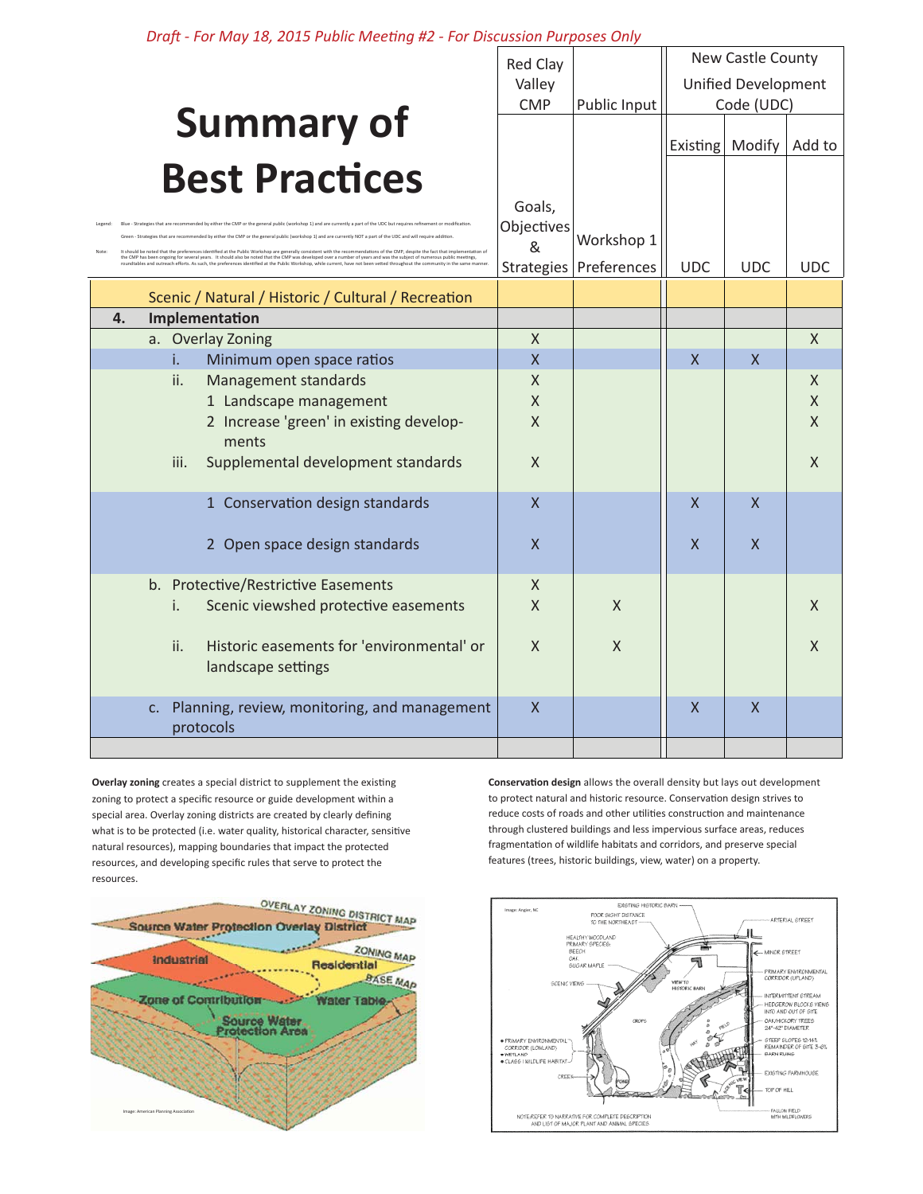*Draft - For May 18, 2015 Public Meeting #2 - For Discussion Purposes Only*

# Summary of Best Practices

Legend: Blue - Strategies that are recommended by either the CMP or the general public (workshop 1) and are currently a part of the UDC but requires refinement or modification.

Green - Strategies that are recommended by either the CMP or the general public (workshop 1) and are currently NOT a part of the UDC and will require addition.

Note: It should be noted that the preferences identified at the Public Workshop are generally consistent with the recommendations of the CMP, despite the fact that implementation of the CMP has been ongoing for several years. It should also be noted that the CMP was developed over a number of years and was the subject of numerous public meetings, roundtables and outreach efforts. As such, the preferences identified at the Public Workshop, while current, have not been vetted throughout the community in the same manner.

| | Red Clay Valley CMP | Public Input | New Castle County Unified Development Code (UDC) | | |
|---|---|---|---|---|---|
| | | | Existing | Modify | Add to |
| | Goals, Objectives & Strategies | Workshop 1 Preferences | UDC | UDC | UDC |
| **Scenic / Natural / Historic / Cultural / Recreation** | | | | | |
| **4. Implementation** | | | | | |
| a. Overlay Zoning | X | | | | X |
| i. Minimum open space ratios | X | | X | X | |
| ii. Management standards | X | | | | X |
| 1 Landscape management | X | | | | X |
| 2 Increase 'green' in existing developments | X | | | | X |
| iii. Supplemental development standards | X | | | | X |
| 1 Conservation design standards | X | | X | X | |
| 2 Open space design standards | X | | X | X | |
| b. Protective/Restrictive Easements | X | | | | |
| i. Scenic viewshed protective easements | X | X | | | X |
| ii. Historic easements for 'environmental' or landscape settings | X | X | | | X |
| c. Planning, review, monitoring, and management protocols | X | | X | X | |

**Overlay zoning** creates a special district to supplement the existing zoning to protect a specific resource or guide development within a special area. Overlay zoning districts are created by clearly defining what is to be protected (i.e. water quality, historical character, sensitive natural resources), mapping boundaries that impact the protected resources, and developing specific rules that serve to protect the resources.

OVERLAY ZONING DISTRICT MAP
Source Water Protection Overlay District
ZONING MAP
Industrial
Residential
BASE MAP
Zone of Contribution
Water Table
Source Water Protection Area

Image: American Planning Association

**Conservation design** allows the overall density but lays out development to protect natural and historic resource. Conservation design strives to reduce costs of roads and other utilities construction and maintenance through clustered buildings and less impervious surface areas, reduces fragmentation of wildlife habitats and corridors, and preserve special features (trees, historic buildings, view, water) on a property.

Image: Angier, NC

EXISTING HISTORIC BARN
POOR SIGHT DISTANCE TO THE NORTHEAST
ARTERIAL STREET
HEALTHY WOODLAND PRIMARY SPECIES: BEECH OAK SUGAR MAPLE
MINOR STREET
PRIMARY ENVIRONMENTAL CORRIDOR (UPLAND)
SCENIC VIEWS
VIEW TO HISTORIC BARN
INTERMITTENT STREAM
HEDGEROW BLOCKS VIEWS INTO AND OUT OF SITE
CROPS
OAK/HICKORY TREES 24"-42" DIAMETER
STEEP SLOPES 12-14% REMAINDER OF SITE 3-8%
BARN RUINS
PRIMARY ENVIRONMENTAL CORRIDOR (LOWLAND)
WETLAND
CLASS I WILDLIFE HABITAT
CREEK
POND
EXISTING FARMHOUSE
TOP OF HILL
FALLOW FIELD WITH WILDFLOWERS
NOTE: REFER TO NARRATIVE FOR COMPLETE DESCRIPTION AND LIST OF MAJOR PLANT AND ANIMAL SPECIES